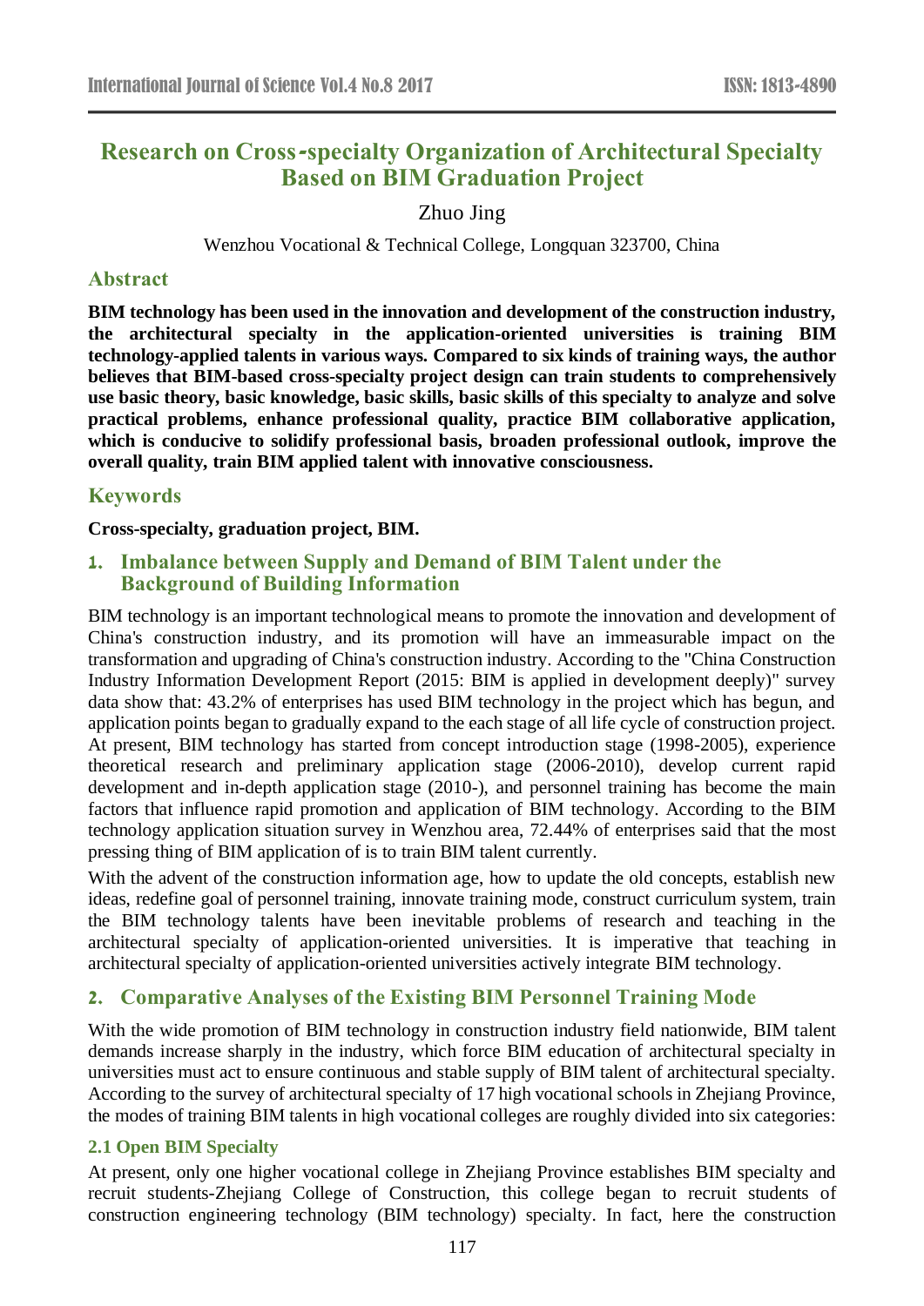# Research on Cross-specialty Organization of Architectural Specialty Based on BIM Graduation Project

Zhuo Jing

Wenzhou Vocational & Technical College, Longquan 323700, China

## Abstract

**BIM technology has been used in the innovation and development of the construction industry, the architectural specialty in the application-oriented universities is training BIM technology-applied talents in various ways. Compared to six kinds of training ways, the author believes that BIM-based cross-specialty project design can train students to comprehensively use basic theory, basic knowledge, basic skills, basic skills of this specialty to analyze and solve practical problems, enhance professional quality, practice BIM collaborative application, which is conducive to solidify professional basis, broaden professional outlook, improve the overall quality, train BIM applied talent with innovative consciousness.**

## Keywords

**Cross-specialty, graduation project, BIM.**

## 1. Imbalance between Supply and Demand of BIM Talent under the Background of Building Information

BIM technology is an important technological means to promote the innovation and development of China's construction industry, and its promotion will have an immeasurable impact on the transformation and upgrading of China's construction industry. According to the "China Construction Industry Information Development Report (2015: BIM is applied in development deeply)" survey data show that: 43.2% of enterprises has used BIM technology in the project which has begun, and application points began to gradually expand to the each stage of all life cycle of construction project. At present, BIM technology has started from concept introduction stage (1998-2005), experience theoretical research and preliminary application stage (2006-2010), develop current rapid development and in-depth application stage (2010-), and personnel training has become the main factors that influence rapid promotion and application of BIM technology. According to the BIM technology application situation survey in Wenzhou area, 72.44% of enterprises said that the most pressing thing of BIM application of is to train BIM talent currently.

With the advent of the construction information age, how to update the old concepts, establish new ideas, redefine goal of personnel training, innovate training mode, construct curriculum system, train the BIM technology talents have been inevitable problems of research and teaching in the architectural specialty of application-oriented universities. It is imperative that teaching in architectural specialty of application-oriented universities actively integrate BIM technology.

## 2. Comparative Analyses of the Existing BIM Personnel Training Mode

With the wide promotion of BIM technology in construction industry field nationwide, BIM talent demands increase sharply in the industry, which force BIM education of architectural specialty in universities must act to ensure continuous and stable supply of BIM talent of architectural specialty. According to the survey of architectural specialty of 17 high vocational schools in Zhejiang Province, the modes of training BIM talents in high vocational colleges are roughly divided into six categories:

### 2.1 Open BIM Specialty

At present, only one higher vocational college in Zhejiang Province establishes BIM specialty and recruit students-Zhejiang College of Construction, this college began to recruit students of construction engineering technology (BIM technology) specialty. In fact, here the construction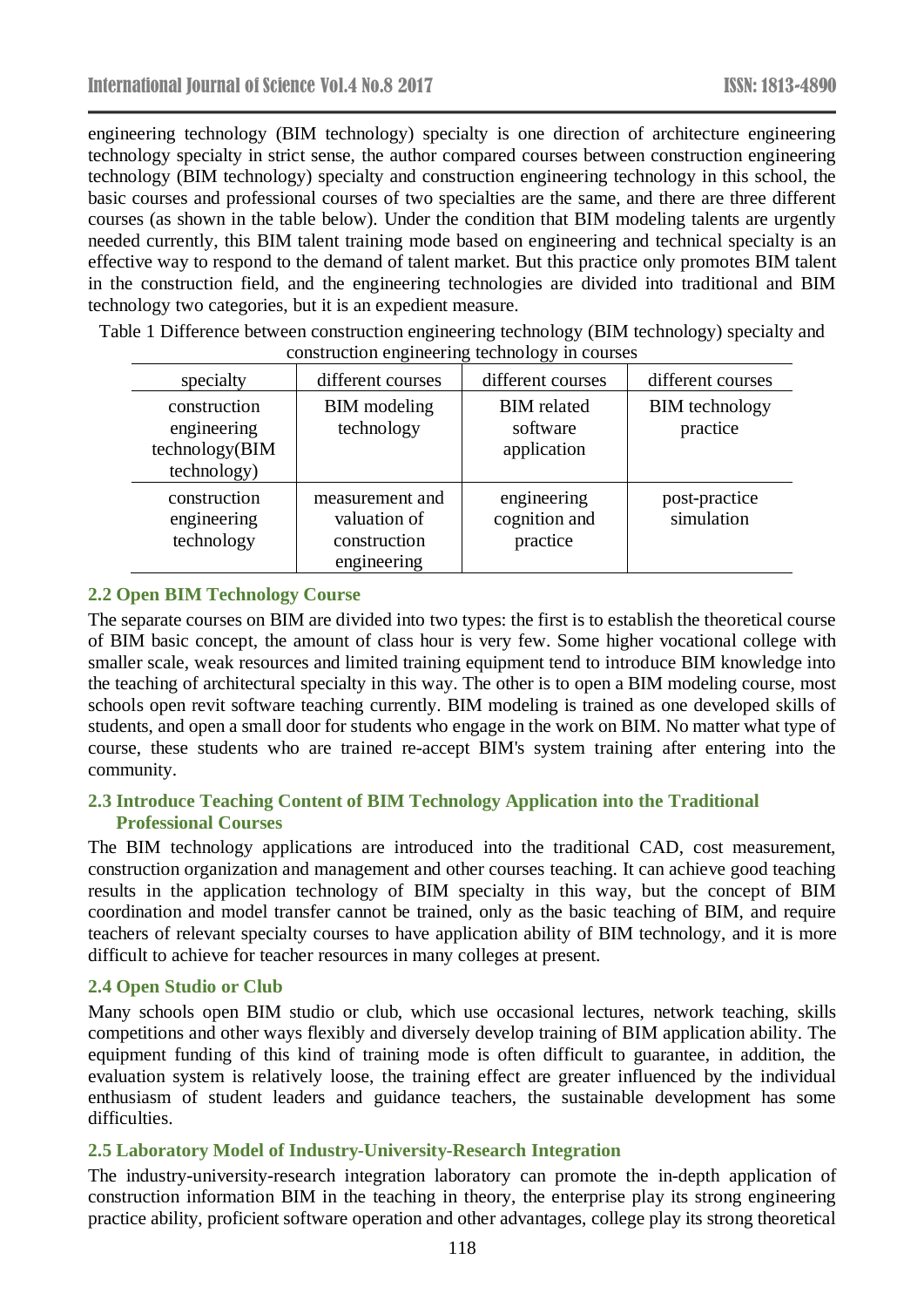engineering technology (BIM technology) specialty is one direction of architecture engineering technology specialty in strict sense, the author compared courses between construction engineering technology (BIM technology) specialty and construction engineering technology in this school, the basic courses and professional courses of two specialties are the same, and there are three different courses (as shown in the table below). Under the condition that BIM modeling talents are urgently needed currently, this BIM talent training mode based on engineering and technical specialty is an effective way to respond to the demand of talent market. But this practice only promotes BIM talent in the construction field, and the engineering technologies are divided into traditional and BIM technology two categories, but it is an expedient measure.

Table 1 Difference between construction engineering technology (BIM technology) specialty and construction engineering technology in courses

| specialty | different courses | different courses | different courses |
|---|---|---|---|
| construction engineering technology(BIM technology) | BIM modeling technology | BIM related software application | BIM technology practice |
| construction engineering technology | measurement and valuation of construction engineering | engineering cognition and practice | post-practice simulation |

### 2.2 Open BIM Technology Course

The separate courses on BIM are divided into two types: the first is to establish the theoretical course of BIM basic concept, the amount of class hour is very few. Some higher vocational college with smaller scale, weak resources and limited training equipment tend to introduce BIM knowledge into the teaching of architectural specialty in this way. The other is to open a BIM modeling course, most schools open revit software teaching currently. BIM modeling is trained as one developed skills of students, and open a small door for students who engage in the work on BIM. No matter what type of course, these students who are trained re-accept BIM's system training after entering into the community.

### 2.3 Introduce Teaching Content of BIM Technology Application into the Traditional Professional Courses

The BIM technology applications are introduced into the traditional CAD, cost measurement, construction organization and management and other courses teaching. It can achieve good teaching results in the application technology of BIM specialty in this way, but the concept of BIM coordination and model transfer cannot be trained, only as the basic teaching of BIM, and require teachers of relevant specialty courses to have application ability of BIM technology, and it is more difficult to achieve for teacher resources in many colleges at present.

### 2.4 Open Studio or Club

Many schools open BIM studio or club, which use occasional lectures, network teaching, skills competitions and other ways flexibly and diversely develop training of BIM application ability. The equipment funding of this kind of training mode is often difficult to guarantee, in addition, the evaluation system is relatively loose, the training effect are greater influenced by the individual enthusiasm of student leaders and guidance teachers, the sustainable development has some difficulties.

### 2.5 Laboratory Model of Industry-University-Research Integration

The industry-university-research integration laboratory can promote the in-depth application of construction information BIM in the teaching in theory, the enterprise play its strong engineering practice ability, proficient software operation and other advantages, college play its strong theoretical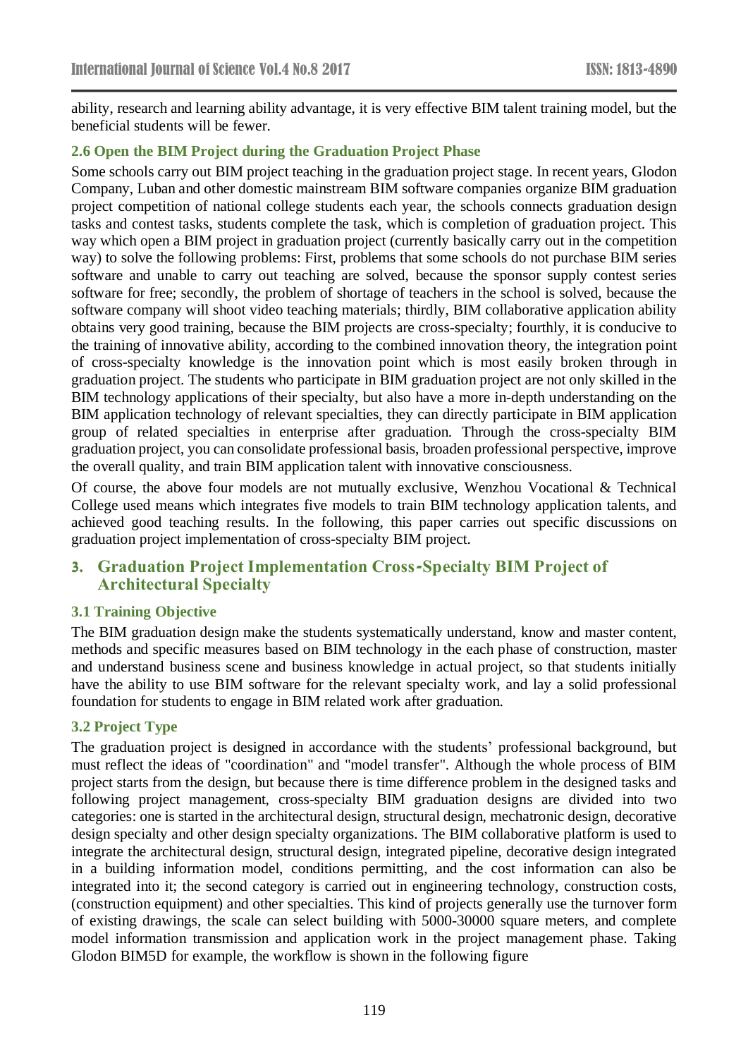ability, research and learning ability advantage, it is very effective BIM talent training model, but the beneficial students will be fewer.

### 2.6 Open the BIM Project during the Graduation Project Phase

Some schools carry out BIM project teaching in the graduation project stage. In recent years, Glodon Company, Luban and other domestic mainstream BIM software companies organize BIM graduation project competition of national college students each year, the schools connects graduation design tasks and contest tasks, students complete the task, which is completion of graduation project. This way which open a BIM project in graduation project (currently basically carry out in the competition way) to solve the following problems: First, problems that some schools do not purchase BIM series software and unable to carry out teaching are solved, because the sponsor supply contest series software for free; secondly, the problem of shortage of teachers in the school is solved, because the software company will shoot video teaching materials; thirdly, BIM collaborative application ability obtains very good training, because the BIM projects are cross-specialty; fourthly, it is conducive to the training of innovative ability, according to the combined innovation theory, the integration point of cross-specialty knowledge is the innovation point which is most easily broken through in graduation project. The students who participate in BIM graduation project are not only skilled in the BIM technology applications of their specialty, but also have a more in-depth understanding on the BIM application technology of relevant specialties, they can directly participate in BIM application group of related specialties in enterprise after graduation. Through the cross-specialty BIM graduation project, you can consolidate professional basis, broaden professional perspective, improve the overall quality, and train BIM application talent with innovative consciousness.

Of course, the above four models are not mutually exclusive, Wenzhou Vocational & Technical College used means which integrates five models to train BIM technology application talents, and achieved good teaching results. In the following, this paper carries out specific discussions on graduation project implementation of cross-specialty BIM project.

## 3. Graduation Project Implementation Cross-Specialty BIM Project of Architectural Specialty

### 3.1 Training Objective

The BIM graduation design make the students systematically understand, know and master content, methods and specific measures based on BIM technology in the each phase of construction, master and understand business scene and business knowledge in actual project, so that students initially have the ability to use BIM software for the relevant specialty work, and lay a solid professional foundation for students to engage in BIM related work after graduation.

### 3.2 Project Type

The graduation project is designed in accordance with the students' professional background, but must reflect the ideas of "coordination" and "model transfer". Although the whole process of BIM project starts from the design, but because there is time difference problem in the designed tasks and following project management, cross-specialty BIM graduation designs are divided into two categories: one is started in the architectural design, structural design, mechatronic design, decorative design specialty and other design specialty organizations. The BIM collaborative platform is used to integrate the architectural design, structural design, integrated pipeline, decorative design integrated in a building information model, conditions permitting, and the cost information can also be integrated into it; the second category is carried out in engineering technology, construction costs, (construction equipment) and other specialties. This kind of projects generally use the turnover form of existing drawings, the scale can select building with 5000-30000 square meters, and complete model information transmission and application work in the project management phase. Taking Glodon BIM5D for example, the workflow is shown in the following figure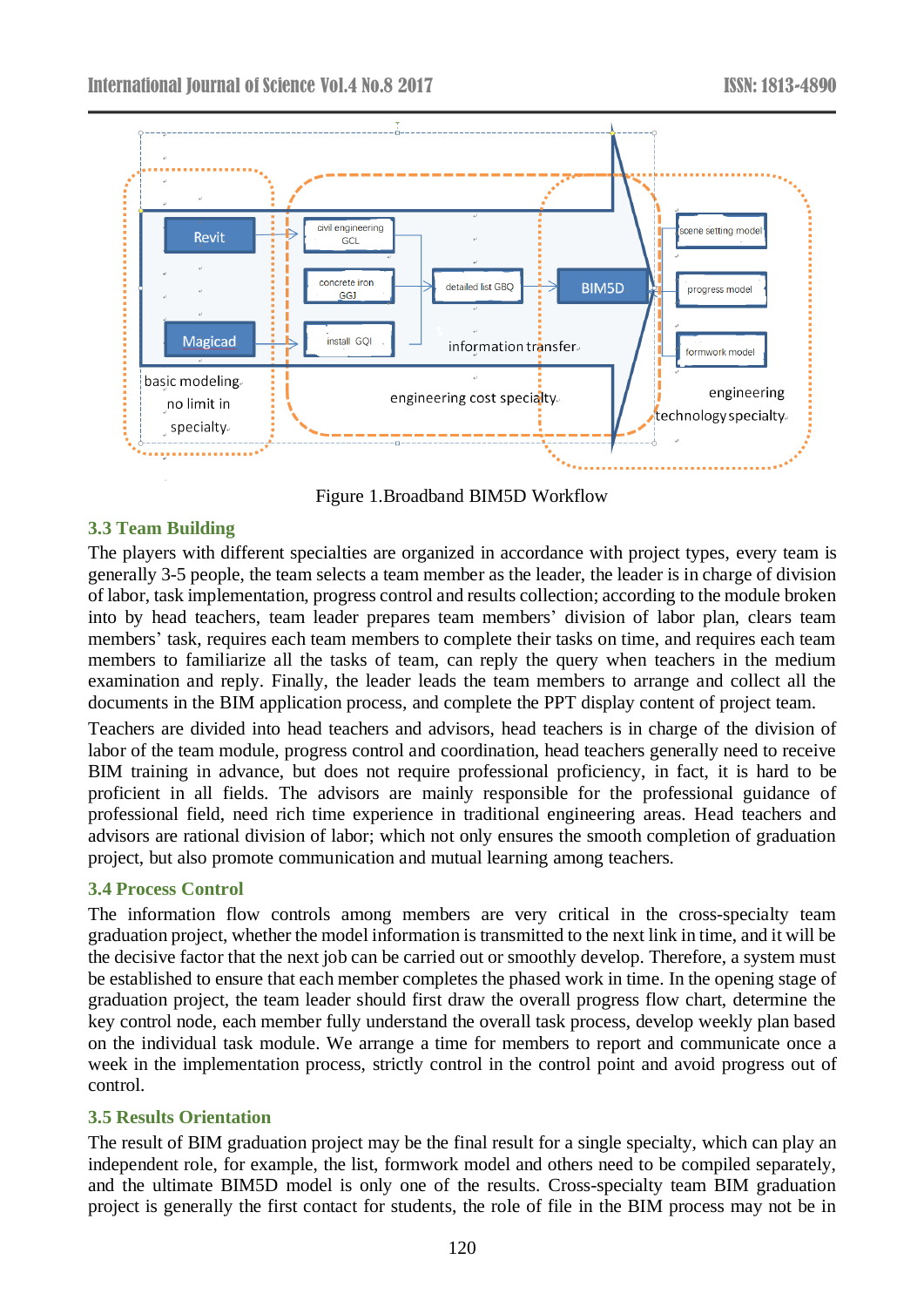Figure 1.Broadband BIM5D Workflow

### 3.3 Team Building

The players with different specialties are organized in accordance with project types, every team is generally 3-5 people, the team selects a team member as the leader, the leader is in charge of division of labor, task implementation, progress control and results collection; according to the module broken into by head teachers, team leader prepares team members' division of labor plan, clears team members' task, requires each team members to complete their tasks on time, and requires each team members to familiarize all the tasks of team, can reply the query when teachers in the medium examination and reply. Finally, the leader leads the team members to arrange and collect all the documents in the BIM application process, and complete the PPT display content of project team.

Teachers are divided into head teachers and advisors, head teachers is in charge of the division of labor of the team module, progress control and coordination, head teachers generally need to receive BIM training in advance, but does not require professional proficiency, in fact, it is hard to be proficient in all fields. The advisors are mainly responsible for the professional guidance of professional field, need rich time experience in traditional engineering areas. Head teachers and advisors are rational division of labor; which not only ensures the smooth completion of graduation project, but also promote communication and mutual learning among teachers.

### 3.4 Process Control

The information flow controls among members are very critical in the cross-specialty team graduation project, whether the model information is transmitted to the next link in time, and it will be the decisive factor that the next job can be carried out or smoothly develop. Therefore, a system must be established to ensure that each member completes the phased work in time. In the opening stage of graduation project, the team leader should first draw the overall progress flow chart, determine the key control node, each member fully understand the overall task process, develop weekly plan based on the individual task module. We arrange a time for members to report and communicate once a week in the implementation process, strictly control in the control point and avoid progress out of control.

### 3.5 Results Orientation

The result of BIM graduation project may be the final result for a single specialty, which can play an independent role, for example, the list, formwork model and others need to be compiled separately, and the ultimate BIM5D model is only one of the results. Cross-specialty team BIM graduation project is generally the first contact for students, the role of file in the BIM process may not be in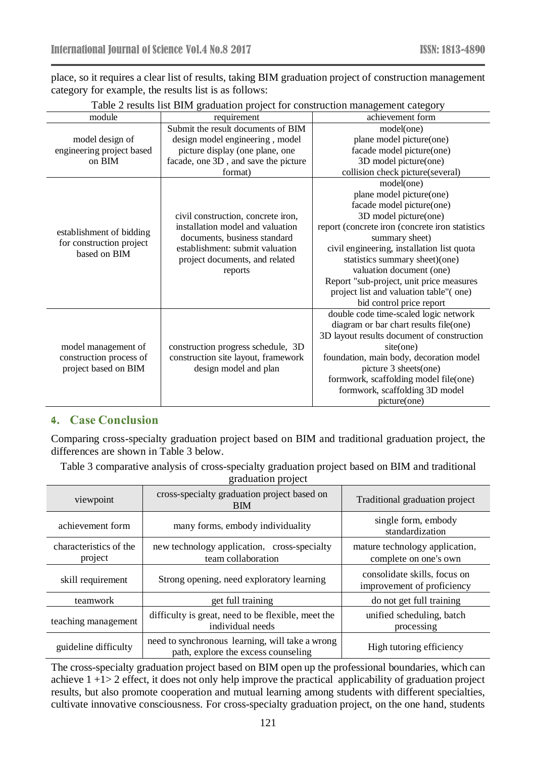place, so it requires a clear list of results, taking BIM graduation project of construction management category for example, the results list is as follows:

Table 2 results list BIM graduation project for construction management category

| module | requirement | achievement form |
| --- | --- | --- |
| model design of engineering project based on BIM | Submit the result documents of BIM design model engineering , model picture display (one plane, one facade, one 3D , and save the picture format) | model(one)<br>plane model picture(one)<br>facade model picture(one)<br>3D model picture(one)<br>collision check picture(several) |
| establishment of bidding for construction project based on BIM | civil construction, concrete iron, installation model and valuation documents, business standard establishment: submit valuation project documents, and related reports | model(one)<br>plane model picture(one)<br>facade model picture(one)<br>3D model picture(one)<br>report (concrete iron (concrete iron statistics summary sheet)<br>civil engineering, installation list quota statistics summary sheet)(one)<br>valuation document (one)<br>Report "sub-project, unit price measures project list and valuation table"( one)<br>bid control price report |
| model management of construction process of project based on BIM | construction progress schedule, 3D construction site layout, framework design model and plan | double code time-scaled logic network diagram or bar chart results file(one)<br>3D layout results document of construction site(one)<br>foundation, main body, decoration model picture 3 sheets(one)<br>formwork, scaffolding model file(one)<br>formwork, scaffolding 3D model picture(one) |

## 4. Case Conclusion

Comparing cross-specialty graduation project based on BIM and traditional graduation project, the differences are shown in Table 3 below.

Table 3 comparative analysis of cross-specialty graduation project based on BIM and traditional graduation project

| viewpoint | cross-specialty graduation project based on BIM | Traditional graduation project |
| --- | --- | --- |
| achievement form | many forms, embody individuality | single form, embody standardization |
| characteristics of the project | new technology application, cross-specialty team collaboration | mature technology application, complete on one's own |
| skill requirement | Strong opening, need exploratory learning | consolidate skills, focus on improvement of proficiency |
| teamwork | get full training | do not get full training |
| teaching management | difficulty is great, need to be flexible, meet the individual needs | unified scheduling, batch processing |
| guideline difficulty | need to synchronous learning, will take a wrong path, explore the excess counseling | High tutoring efficiency |

The cross-specialty graduation project based on BIM open up the professional boundaries, which can achieve 1 +1> 2 effect, it does not only help improve the practical applicability of graduation project results, but also promote cooperation and mutual learning among students with different specialties, cultivate innovative consciousness. For cross-specialty graduation project, on the one hand, students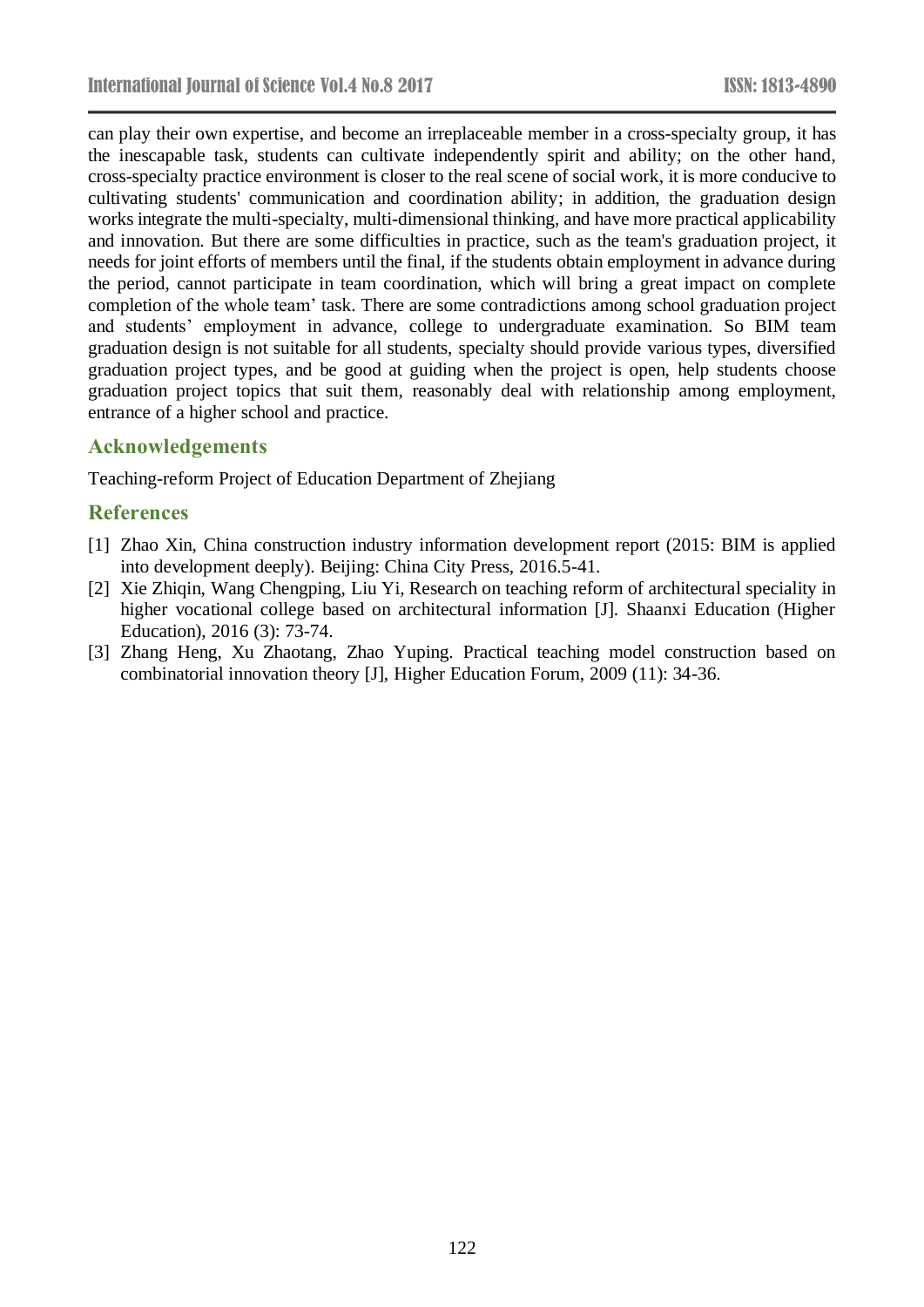can play their own expertise, and become an irreplaceable member in a cross-specialty group, it has the inescapable task, students can cultivate independently spirit and ability; on the other hand, cross-specialty practice environment is closer to the real scene of social work, it is more conducive to cultivating students' communication and coordination ability; in addition, the graduation design works integrate the multi-specialty, multi-dimensional thinking, and have more practical applicability and innovation. But there are some difficulties in practice, such as the team's graduation project, it needs for joint efforts of members until the final, if the students obtain employment in advance during the period, cannot participate in team coordination, which will bring a great impact on complete completion of the whole team' task. There are some contradictions among school graduation project and students' employment in advance, college to undergraduate examination. So BIM team graduation design is not suitable for all students, specialty should provide various types, diversified graduation project types, and be good at guiding when the project is open, help students choose graduation project topics that suit them, reasonably deal with relationship among employment, entrance of a higher school and practice.

## Acknowledgements

Teaching-reform Project of Education Department of Zhejiang

## References

[1] Zhao Xin, China construction industry information development report (2015: BIM is applied into development deeply). Beijing: China City Press, 2016.5-41.

[2] Xie Zhiqin, Wang Chengping, Liu Yi, Research on teaching reform of architectural speciality in higher vocational college based on architectural information [J]. Shaanxi Education (Higher Education), 2016 (3): 73-74.

[3] Zhang Heng, Xu Zhaotang, Zhao Yuping. Practical teaching model construction based on combinatorial innovation theory [J], Higher Education Forum, 2009 (11): 34-36.